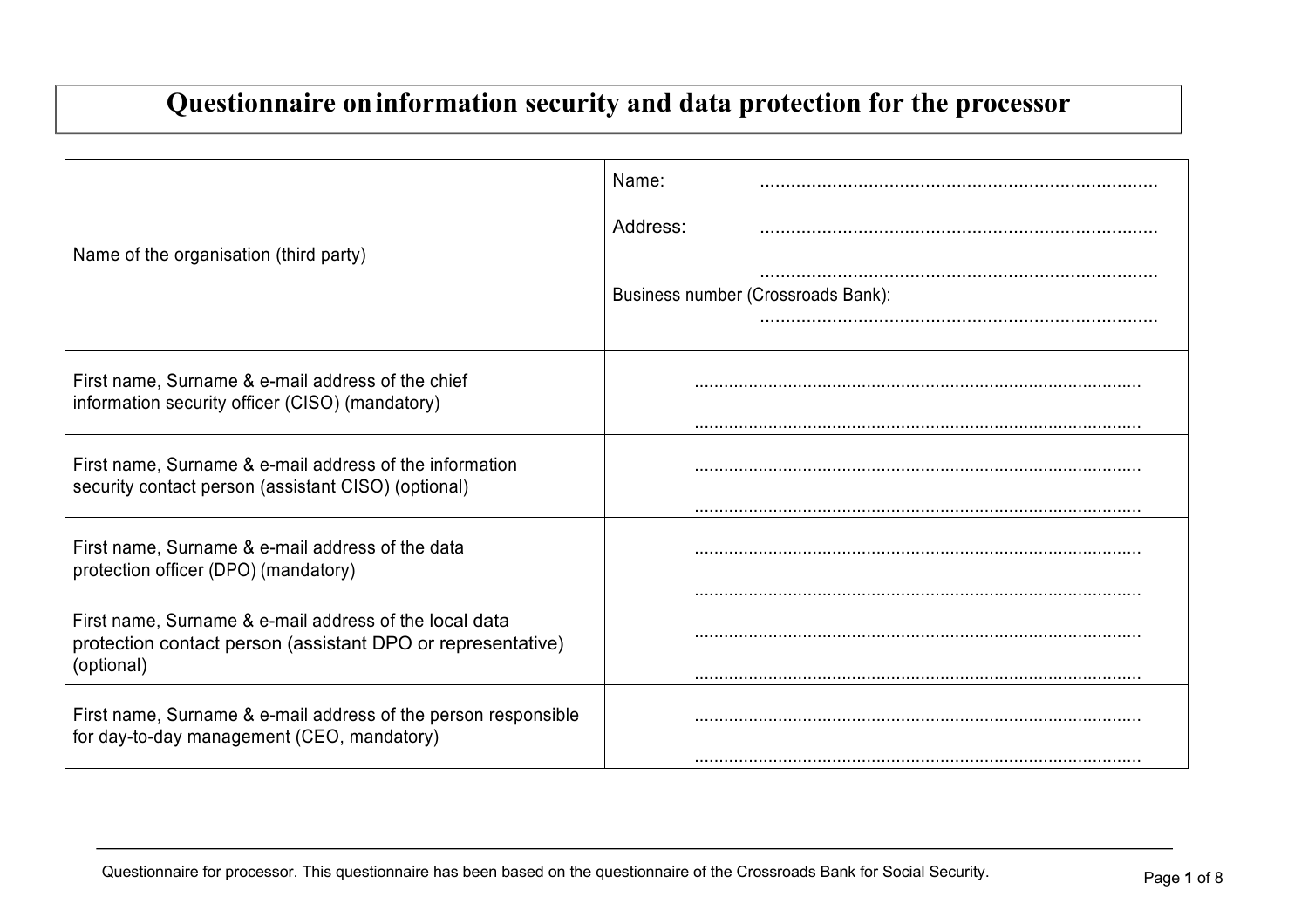# Questionnaire on information security and data protection for the processor

| | |
|---|---|
| Name of the organisation (third party) | Name: .............................................................................. <br> Address: .............................................................................. <br> .............................................................................. <br> Business number (Crossroads Bank): .............................................................................. |
| First name, Surname & e-mail address of the chief information security officer (CISO) (mandatory) | .......................................................................................... <br> .......................................................................................... |
| First name, Surname & e-mail address of the information security contact person (assistant CISO) (optional) | .......................................................................................... <br> .......................................................................................... |
| First name, Surname & e-mail address of the data protection officer (DPO) (mandatory) | .......................................................................................... <br> .......................................................................................... |
| First name, Surname & e-mail address of the local data protection contact person (assistant DPO or representative) (optional) | .......................................................................................... <br> .......................................................................................... |
| First name, Surname & e-mail address of the person responsible for day-to-day management (CEO, mandatory) | .......................................................................................... <br> .......................................................................................... |

Questionnaire for processor. This questionnaire has been based on the questionnaire of the Crossroads Bank for Social Security.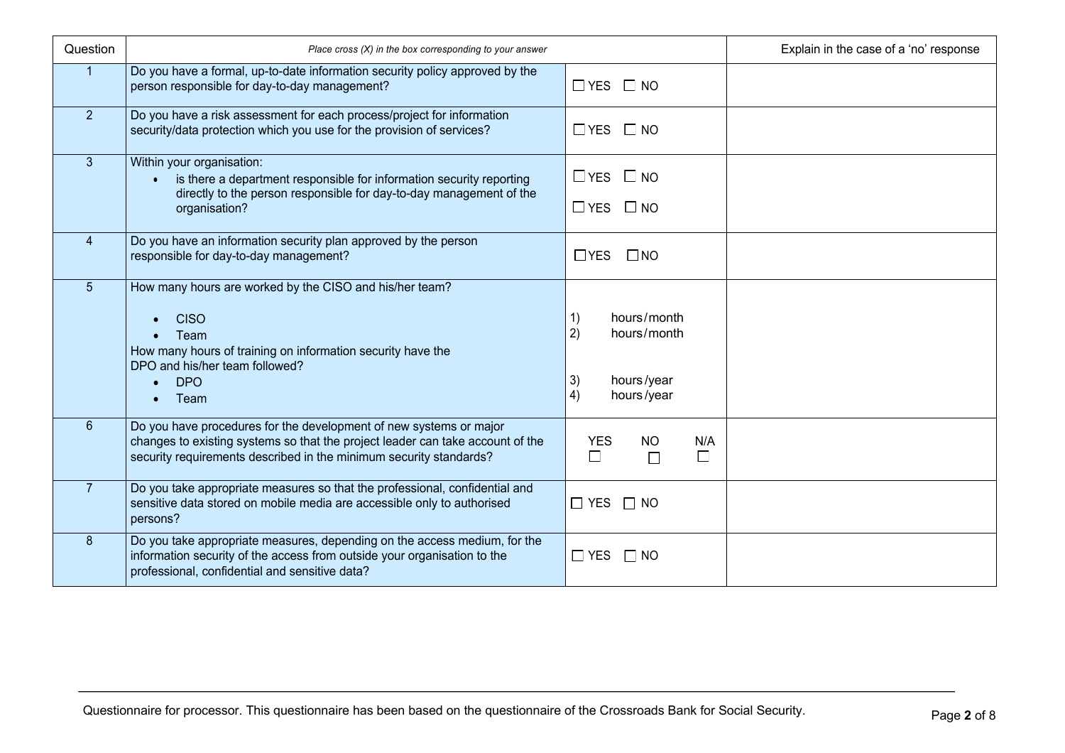| Question | *Place cross (X) in the box corresponding to your answer* | | Explain in the case of a 'no' response |
|---|---|---|---|
| 1 | Do you have a formal, up-to-date information security policy approved by the person responsible for day-to-day management? | ☐ YES ☐ NO | |
| 2 | Do you have a risk assessment for each process/project for information security/data protection which you use for the provision of services? | ☐ YES ☐ NO | |
| 3 | Within your organisation:<br>• is there a department responsible for information security reporting directly to the person responsible for day-to-day management of the organisation? | ☐ YES ☐ NO<br>☐ YES ☐ NO | |
| 4 | Do you have an information security plan approved by the person responsible for day-to-day management? | ☐ YES ☐ NO | |
| 5 | How many hours are worked by the CISO and his/her team?<br>• CISO<br>• Team<br>How many hours of training on information security have the DPO and his/her team followed?<br>• DPO<br>• Team | 1) hours/month<br>2) hours/month<br>3) hours/year<br>4) hours/year | |
| 6 | Do you have procedures for the development of new systems or major changes to existing systems so that the project leader can take account of the security requirements described in the minimum security standards? | YES ☐ NO ☐ N/A ☐ | |
| 7 | Do you take appropriate measures so that the professional, confidential and sensitive data stored on mobile media are accessible only to authorised persons? | ☐ YES ☐ NO | |
| 8 | Do you take appropriate measures, depending on the access medium, for the information security of the access from outside your organisation to the professional, confidential and sensitive data? | ☐ YES ☐ NO | |

Questionnaire for processor. This questionnaire has been based on the questionnaire of the Crossroads Bank for Social Security.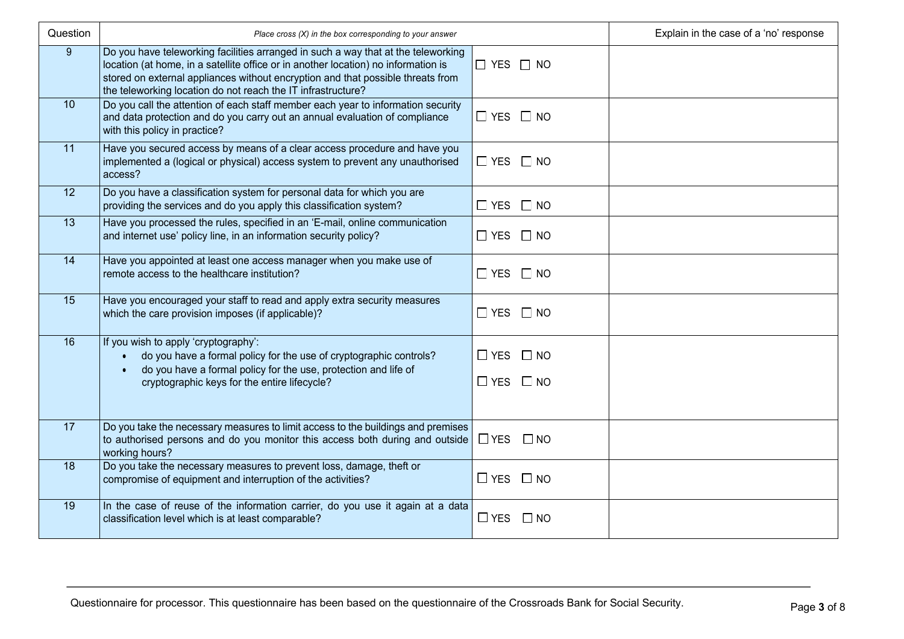| Question | Place cross (X) in the box corresponding to your answer | | Explain in the case of a 'no' response |
|---|---|---|---|
| 9 | Do you have teleworking facilities arranged in such a way that at the teleworking location (at home, in a satellite office or in another location) no information is stored on external appliances without encryption and that possible threats from the teleworking location do not reach the IT infrastructure? | ☐ YES ☐ NO | |
| 10 | Do you call the attention of each staff member each year to information security and data protection and do you carry out an annual evaluation of compliance with this policy in practice? | ☐ YES ☐ NO | |
| 11 | Have you secured access by means of a clear access procedure and have you implemented a (logical or physical) access system to prevent any unauthorised access? | ☐ YES ☐ NO | |
| 12 | Do you have a classification system for personal data for which you are providing the services and do you apply this classification system? | ☐ YES ☐ NO | |
| 13 | Have you processed the rules, specified in an 'E-mail, online communication and internet use' policy line, in an information security policy? | ☐ YES ☐ NO | |
| 14 | Have you appointed at least one access manager when you make use of remote access to the healthcare institution? | ☐ YES ☐ NO | |
| 15 | Have you encouraged your staff to read and apply extra security measures which the care provision imposes (if applicable)? | ☐ YES ☐ NO | |
| 16 | If you wish to apply 'cryptography':<br>• do you have a formal policy for the use of cryptographic controls?<br>• do you have a formal policy for the use, protection and life of cryptographic keys for the entire lifecycle? | ☐ YES ☐ NO<br>☐ YES ☐ NO | |
| 17 | Do you take the necessary measures to limit access to the buildings and premises to authorised persons and do you monitor this access both during and outside working hours? | ☐ YES ☐ NO | |
| 18 | Do you take the necessary measures to prevent loss, damage, theft or compromise of equipment and interruption of the activities? | ☐ YES ☐ NO | |
| 19 | In the case of reuse of the information carrier, do you use it again at a data classification level which is at least comparable? | ☐ YES ☐ NO | |

Questionnaire for processor. This questionnaire has been based on the questionnaire of the Crossroads Bank for Social Security.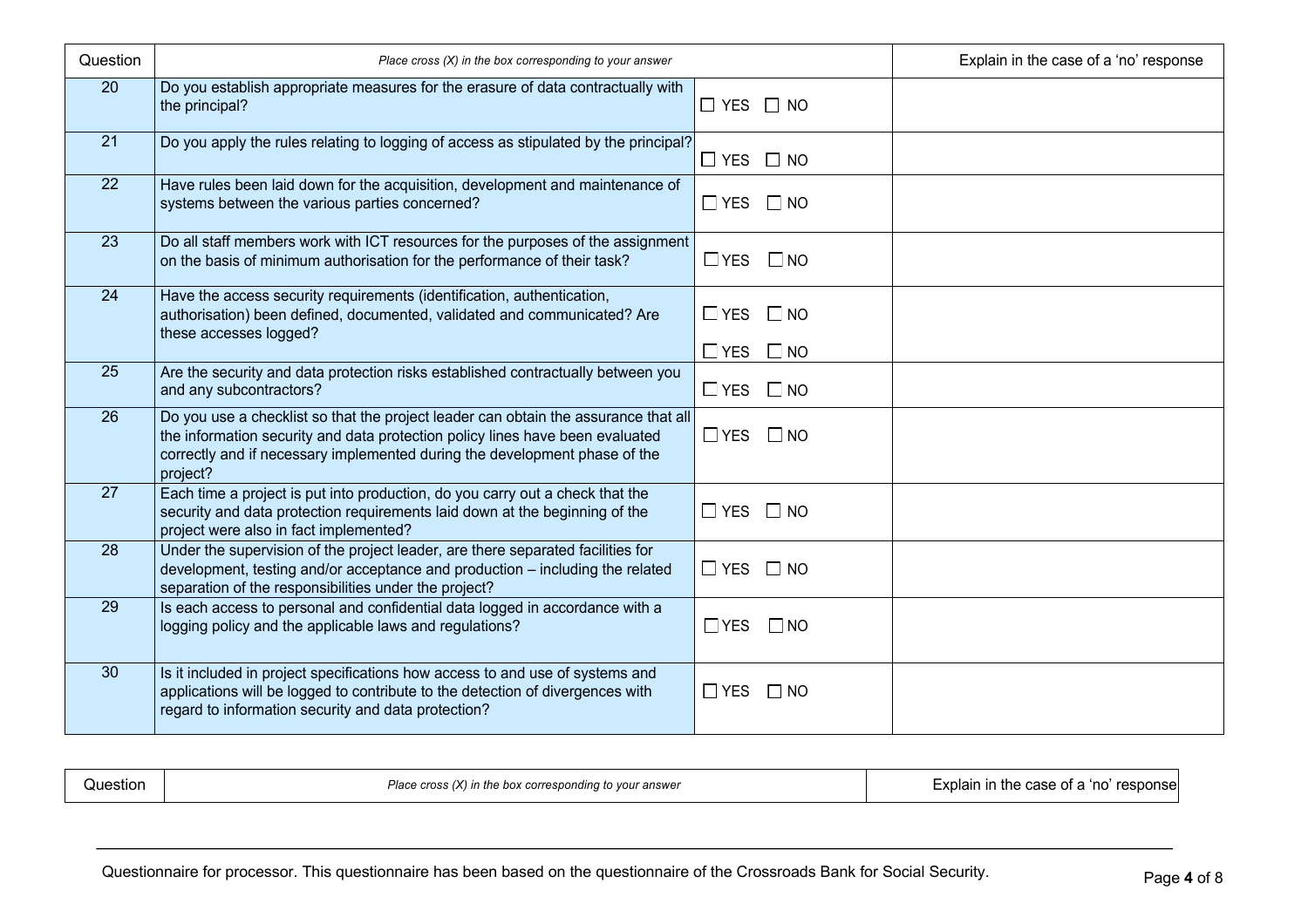| Question | *Place cross (X) in the box corresponding to your answer* | | Explain in the case of a 'no' response |
|---|---|---|---|
| 20 | Do you establish appropriate measures for the erasure of data contractually with the principal? | ☐ YES ☐ NO | |
| 21 | Do you apply the rules relating to logging of access as stipulated by the principal? | ☐ YES ☐ NO | |
| 22 | Have rules been laid down for the acquisition, development and maintenance of systems between the various parties concerned? | ☐ YES ☐ NO | |
| 23 | Do all staff members work with ICT resources for the purposes of the assignment on the basis of minimum authorisation for the performance of their task? | ☐ YES ☐ NO | |
| 24 | Have the access security requirements (identification, authentication, authorisation) been defined, documented, validated and communicated? Are these accesses logged? | ☐ YES ☐ NO<br>☐ YES ☐ NO | |
| 25 | Are the security and data protection risks established contractually between you and any subcontractors? | ☐ YES ☐ NO | |
| 26 | Do you use a checklist so that the project leader can obtain the assurance that all the information security and data protection policy lines have been evaluated correctly and if necessary implemented during the development phase of the project? | ☐ YES ☐ NO | |
| 27 | Each time a project is put into production, do you carry out a check that the security and data protection requirements laid down at the beginning of the project were also in fact implemented? | ☐ YES ☐ NO | |
| 28 | Under the supervision of the project leader, are there separated facilities for development, testing and/or acceptance and production – including the related separation of the responsibilities under the project? | ☐ YES ☐ NO | |
| 29 | Is each access to personal and confidential data logged in accordance with a logging policy and the applicable laws and regulations? | ☐ YES ☐ NO | |
| 30 | Is it included in project specifications how access to and use of systems and applications will be logged to contribute to the detection of divergences with regard to information security and data protection? | ☐ YES ☐ NO | |

| Question | *Place cross (X) in the box corresponding to your answer* | Explain in the case of a 'no' response |
|---|---|---|

Questionnaire for processor. This questionnaire has been based on the questionnaire of the Crossroads Bank for Social Security.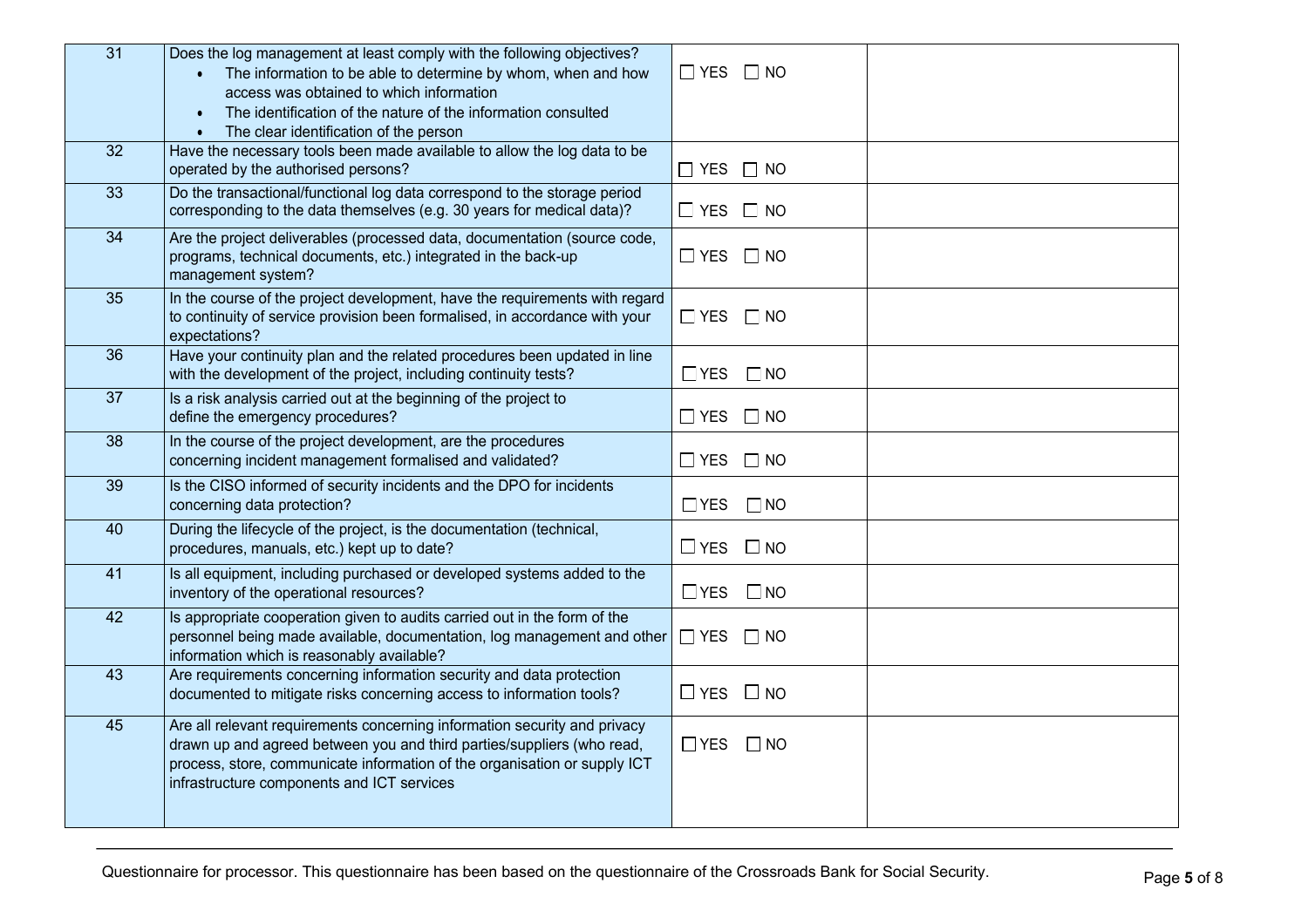| | | | |
|---|---|---|---|
| 31 | Does the log management at least comply with the following objectives?<br>• The information to be able to determine by whom, when and how access was obtained to which information<br>• The identification of the nature of the information consulted<br>• The clear identification of the person | ☐ YES ☐ NO | |
| 32 | Have the necessary tools been made available to allow the log data to be operated by the authorised persons? | ☐ YES ☐ NO | |
| 33 | Do the transactional/functional log data correspond to the storage period corresponding to the data themselves (e.g. 30 years for medical data)? | ☐ YES ☐ NO | |
| 34 | Are the project deliverables (processed data, documentation (source code, programs, technical documents, etc.) integrated in the back-up management system? | ☐ YES ☐ NO | |
| 35 | In the course of the project development, have the requirements with regard to continuity of service provision been formalised, in accordance with your expectations? | ☐ YES ☐ NO | |
| 36 | Have your continuity plan and the related procedures been updated in line with the development of the project, including continuity tests? | ☐ YES ☐ NO | |
| 37 | Is a risk analysis carried out at the beginning of the project to define the emergency procedures? | ☐ YES ☐ NO | |
| 38 | In the course of the project development, are the procedures concerning incident management formalised and validated? | ☐ YES ☐ NO | |
| 39 | Is the CISO informed of security incidents and the DPO for incidents concerning data protection? | ☐ YES ☐ NO | |
| 40 | During the lifecycle of the project, is the documentation (technical, procedures, manuals, etc.) kept up to date? | ☐ YES ☐ NO | |
| 41 | Is all equipment, including purchased or developed systems added to the inventory of the operational resources? | ☐ YES ☐ NO | |
| 42 | Is appropriate cooperation given to audits carried out in the form of the personnel being made available, documentation, log management and other information which is reasonably available? | ☐ YES ☐ NO | |
| 43 | Are requirements concerning information security and data protection documented to mitigate risks concerning access to information tools? | ☐ YES ☐ NO | |
| 45 | Are all relevant requirements concerning information security and privacy drawn up and agreed between you and third parties/suppliers (who read, process, store, communicate information of the organisation or supply ICT infrastructure components and ICT services | ☐ YES ☐ NO | |

Questionnaire for processor. This questionnaire has been based on the questionnaire of the Crossroads Bank for Social Security.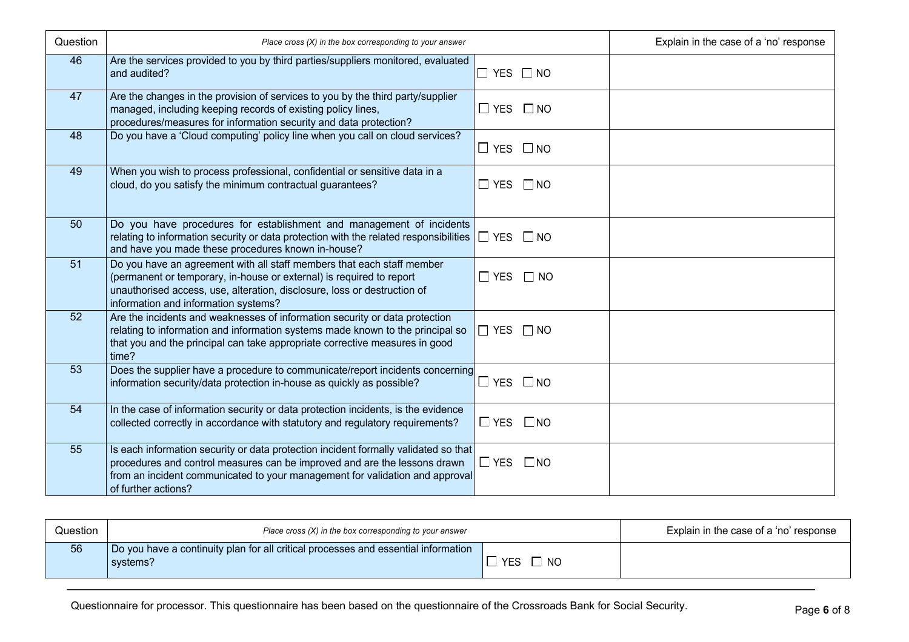| Question | Place cross (X) in the box corresponding to your answer | | Explain in the case of a 'no' response |
|---|---|---|---|
| 46 | Are the services provided to you by third parties/suppliers monitored, evaluated and audited? | ☐ YES ☐ NO | |
| 47 | Are the changes in the provision of services to you by the third party/supplier managed, including keeping records of existing policy lines, procedures/measures for information security and data protection? | ☐ YES ☐ NO | |
| 48 | Do you have a 'Cloud computing' policy line when you call on cloud services? | ☐ YES ☐ NO | |
| 49 | When you wish to process professional, confidential or sensitive data in a cloud, do you satisfy the minimum contractual guarantees? | ☐ YES ☐ NO | |
| 50 | Do you have procedures for establishment and management of incidents relating to information security or data protection with the related responsibilities and have you made these procedures known in-house? | ☐ YES ☐ NO | |
| 51 | Do you have an agreement with all staff members that each staff member (permanent or temporary, in-house or external) is required to report unauthorised access, use, alteration, disclosure, loss or destruction of information and information systems? | ☐ YES ☐ NO | |
| 52 | Are the incidents and weaknesses of information security or data protection relating to information and information systems made known to the principal so that you and the principal can take appropriate corrective measures in good time? | ☐ YES ☐ NO | |
| 53 | Does the supplier have a procedure to communicate/report incidents concerning information security/data protection in-house as quickly as possible? | ☐ YES ☐ NO | |
| 54 | In the case of information security or data protection incidents, is the evidence collected correctly in accordance with statutory and regulatory requirements? | ☐ YES ☐ NO | |
| 55 | Is each information security or data protection incident formally validated so that procedures and control measures can be improved and are the lessons drawn from an incident communicated to your management for validation and approval of further actions? | ☐ YES ☐ NO | |

| Question | Place cross (X) in the box corresponding to your answer | | Explain in the case of a 'no' response |
|---|---|---|---|
| 56 | Do you have a continuity plan for all critical processes and essential information systems? | ☐ YES ☐ NO | |

Questionnaire for processor. This questionnaire has been based on the questionnaire of the Crossroads Bank for Social Security.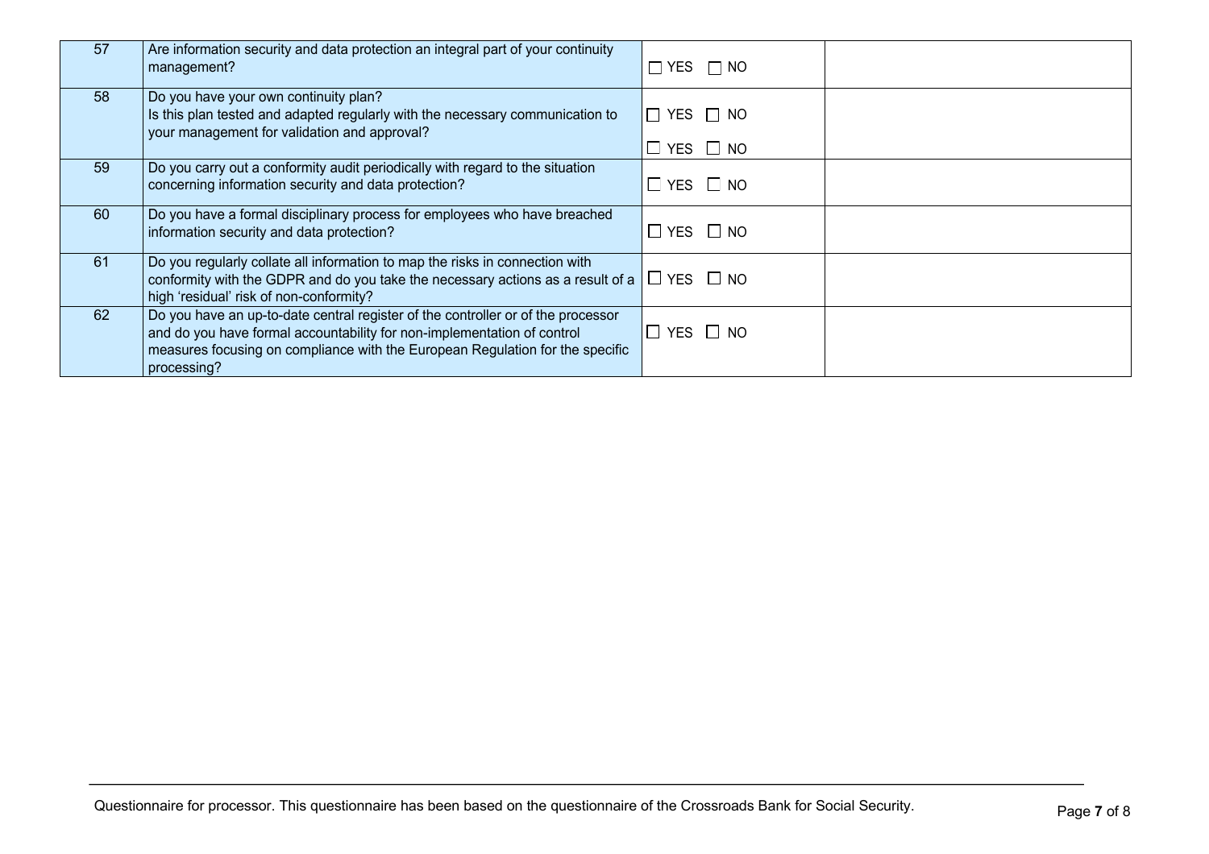| | | | |
|---|---|---|---|
| 57 | Are information security and data protection an integral part of your continuity management? | ☐ YES ☐ NO | |
| 58 | Do you have your own continuity plan?<br>Is this plan tested and adapted regularly with the necessary communication to your management for validation and approval? | ☐ YES ☐ NO<br>☐ YES ☐ NO | |
| 59 | Do you carry out a conformity audit periodically with regard to the situation concerning information security and data protection? | ☐ YES ☐ NO | |
| 60 | Do you have a formal disciplinary process for employees who have breached information security and data protection? | ☐ YES ☐ NO | |
| 61 | Do you regularly collate all information to map the risks in connection with conformity with the GDPR and do you take the necessary actions as a result of a high 'residual' risk of non-conformity? | ☐ YES ☐ NO | |
| 62 | Do you have an up-to-date central register of the controller or of the processor and do you have formal accountability for non-implementation of control measures focusing on compliance with the European Regulation for the specific processing? | ☐ YES ☐ NO | |

Questionnaire for processor. This questionnaire has been based on the questionnaire of the Crossroads Bank for Social Security.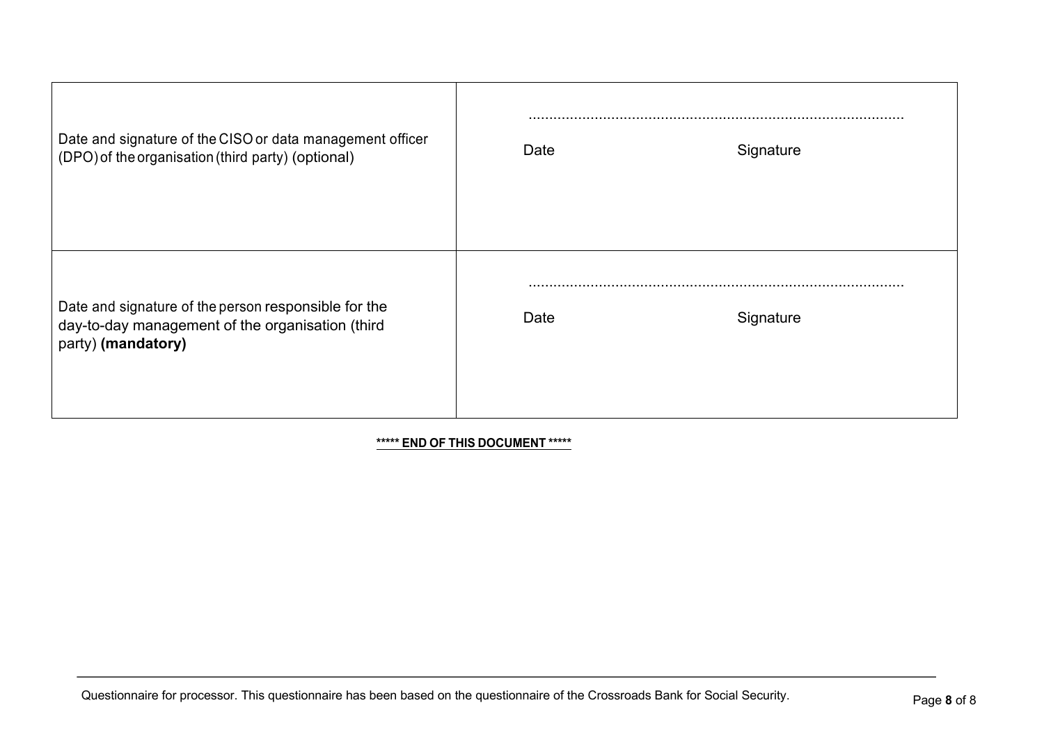| | |
|---|---|
| Date and signature of the CISO or data management officer (DPO) of the organisation (third party) (optional) | .......................................................................................... <br> Date Signature |
| Date and signature of the person responsible for the day-to-day management of the organisation (third party) **(mandatory)** | .......................................................................................... <br> Date Signature |

***** END OF THIS DOCUMENT *****

Questionnaire for processor. This questionnaire has been based on the questionnaire of the Crossroads Bank for Social Security.